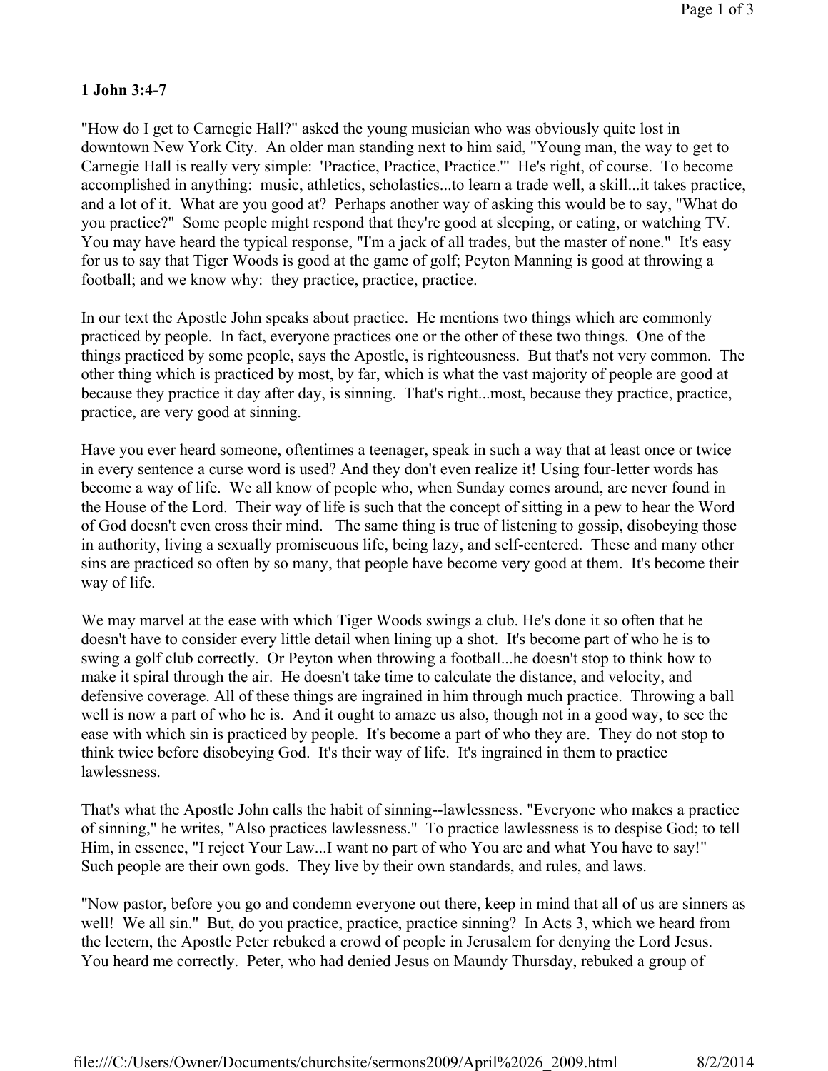**1 John 3:4-7**

"How do I get to Carnegie Hall?" asked the young musician who was obviously quite lost in downtown New York City. An older man standing next to him said, "Young man, the way to get to Carnegie Hall is really very simple: 'Practice, Practice, Practice.'" He's right, of course. To become accomplished in anything: music, athletics, scholastics...to learn a trade well, a skill...it takes practice, and a lot of it. What are you good at? Perhaps another way of asking this would be to say, "What do you practice?" Some people might respond that they're good at sleeping, or eating, or watching TV. You may have heard the typical response, "I'm a jack of all trades, but the master of none." It's easy for us to say that Tiger Woods is good at the game of golf; Peyton Manning is good at throwing a football; and we know why: they practice, practice, practice.

In our text the Apostle John speaks about practice. He mentions two things which are commonly practiced by people. In fact, everyone practices one or the other of these two things. One of the things practiced by some people, says the Apostle, is righteousness. But that's not very common. The other thing which is practiced by most, by far, which is what the vast majority of people are good at because they practice it day after day, is sinning. That's right...most, because they practice, practice, practice, are very good at sinning.

Have you ever heard someone, oftentimes a teenager, speak in such a way that at least once or twice in every sentence a curse word is used? And they don't even realize it! Using four-letter words has become a way of life. We all know of people who, when Sunday comes around, are never found in the House of the Lord. Their way of life is such that the concept of sitting in a pew to hear the Word of God doesn't even cross their mind. The same thing is true of listening to gossip, disobeying those in authority, living a sexually promiscuous life, being lazy, and self-centered. These and many other sins are practiced so often by so many, that people have become very good at them. It's become their way of life.

We may marvel at the ease with which Tiger Woods swings a club. He's done it so often that he doesn't have to consider every little detail when lining up a shot. It's become part of who he is to swing a golf club correctly. Or Peyton when throwing a football...he doesn't stop to think how to make it spiral through the air. He doesn't take time to calculate the distance, and velocity, and defensive coverage. All of these things are ingrained in him through much practice. Throwing a ball well is now a part of who he is. And it ought to amaze us also, though not in a good way, to see the ease with which sin is practiced by people. It's become a part of who they are. They do not stop to think twice before disobeying God. It's their way of life. It's ingrained in them to practice lawlessness.

That's what the Apostle John calls the habit of sinning--lawlessness. "Everyone who makes a practice of sinning," he writes, "Also practices lawlessness." To practice lawlessness is to despise God; to tell Him, in essence, "I reject Your Law...I want no part of who You are and what You have to say!" Such people are their own gods. They live by their own standards, and rules, and laws.

"Now pastor, before you go and condemn everyone out there, keep in mind that all of us are sinners as well! We all sin." But, do you practice, practice, practice sinning? In Acts 3, which we heard from the lectern, the Apostle Peter rebuked a crowd of people in Jerusalem for denying the Lord Jesus. You heard me correctly. Peter, who had denied Jesus on Maundy Thursday, rebuked a group of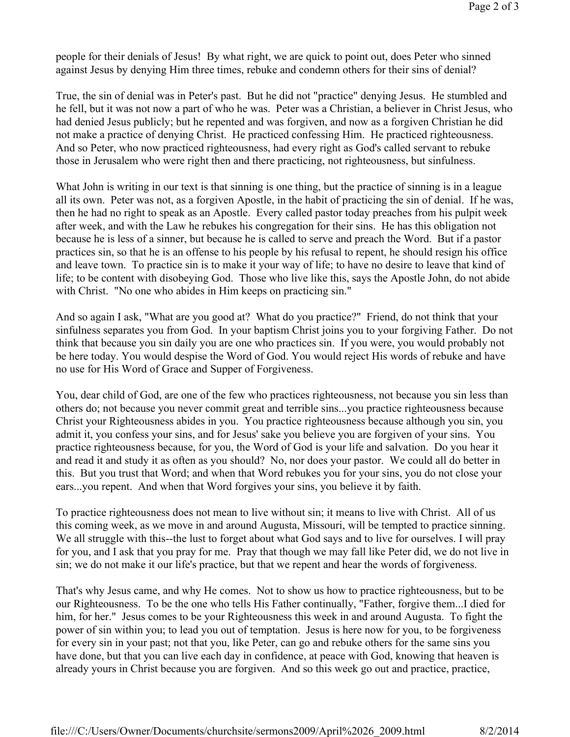people for their denials of Jesus! By what right, we are quick to point out, does Peter who sinned against Jesus by denying Him three times, rebuke and condemn others for their sins of denial?

True, the sin of denial was in Peter's past. But he did not "practice" denying Jesus. He stumbled and he fell, but it was not now a part of who he was. Peter was a Christian, a believer in Christ Jesus, who had denied Jesus publicly; but he repented and was forgiven, and now as a forgiven Christian he did not make a practice of denying Christ. He practiced confessing Him. He practiced righteousness. And so Peter, who now practiced righteousness, had every right as God's called servant to rebuke those in Jerusalem who were right then and there practicing, not righteousness, but sinfulness.

What John is writing in our text is that sinning is one thing, but the practice of sinning is in a league all its own. Peter was not, as a forgiven Apostle, in the habit of practicing the sin of denial. If he was, then he had no right to speak as an Apostle. Every called pastor today preaches from his pulpit week after week, and with the Law he rebukes his congregation for their sins. He has this obligation not because he is less of a sinner, but because he is called to serve and preach the Word. But if a pastor practices sin, so that he is an offense to his people by his refusal to repent, he should resign his office and leave town. To practice sin is to make it your way of life; to have no desire to leave that kind of life; to be content with disobeying God. Those who live like this, says the Apostle John, do not abide with Christ. "No one who abides in Him keeps on practicing sin."

And so again I ask, "What are you good at? What do you practice?" Friend, do not think that your sinfulness separates you from God. In your baptism Christ joins you to your forgiving Father. Do not think that because you sin daily you are one who practices sin. If you were, you would probably not be here today. You would despise the Word of God. You would reject His words of rebuke and have no use for His Word of Grace and Supper of Forgiveness.

You, dear child of God, are one of the few who practices righteousness, not because you sin less than others do; not because you never commit great and terrible sins...you practice righteousness because Christ your Righteousness abides in you. You practice righteousness because although you sin, you admit it, you confess your sins, and for Jesus' sake you believe you are forgiven of your sins. You practice righteousness because, for you, the Word of God is your life and salvation. Do you hear it and read it and study it as often as you should? No, nor does your pastor. We could all do better in this. But you trust that Word; and when that Word rebukes you for your sins, you do not close your ears...you repent. And when that Word forgives your sins, you believe it by faith.

To practice righteousness does not mean to live without sin; it means to live with Christ. All of us this coming week, as we move in and around Augusta, Missouri, will be tempted to practice sinning. We all struggle with this--the lust to forget about what God says and to live for ourselves. I will pray for you, and I ask that you pray for me. Pray that though we may fall like Peter did, we do not live in sin; we do not make it our life's practice, but that we repent and hear the words of forgiveness.

That's why Jesus came, and why He comes. Not to show us how to practice righteousness, but to be our Righteousness. To be the one who tells His Father continually, "Father, forgive them...I died for him, for her." Jesus comes to be your Righteousness this week in and around Augusta. To fight the power of sin within you; to lead you out of temptation. Jesus is here now for you, to be forgiveness for every sin in your past; not that you, like Peter, can go and rebuke others for the same sins you have done, but that you can live each day in confidence, at peace with God, knowing that heaven is already yours in Christ because you are forgiven. And so this week go out and practice, practice,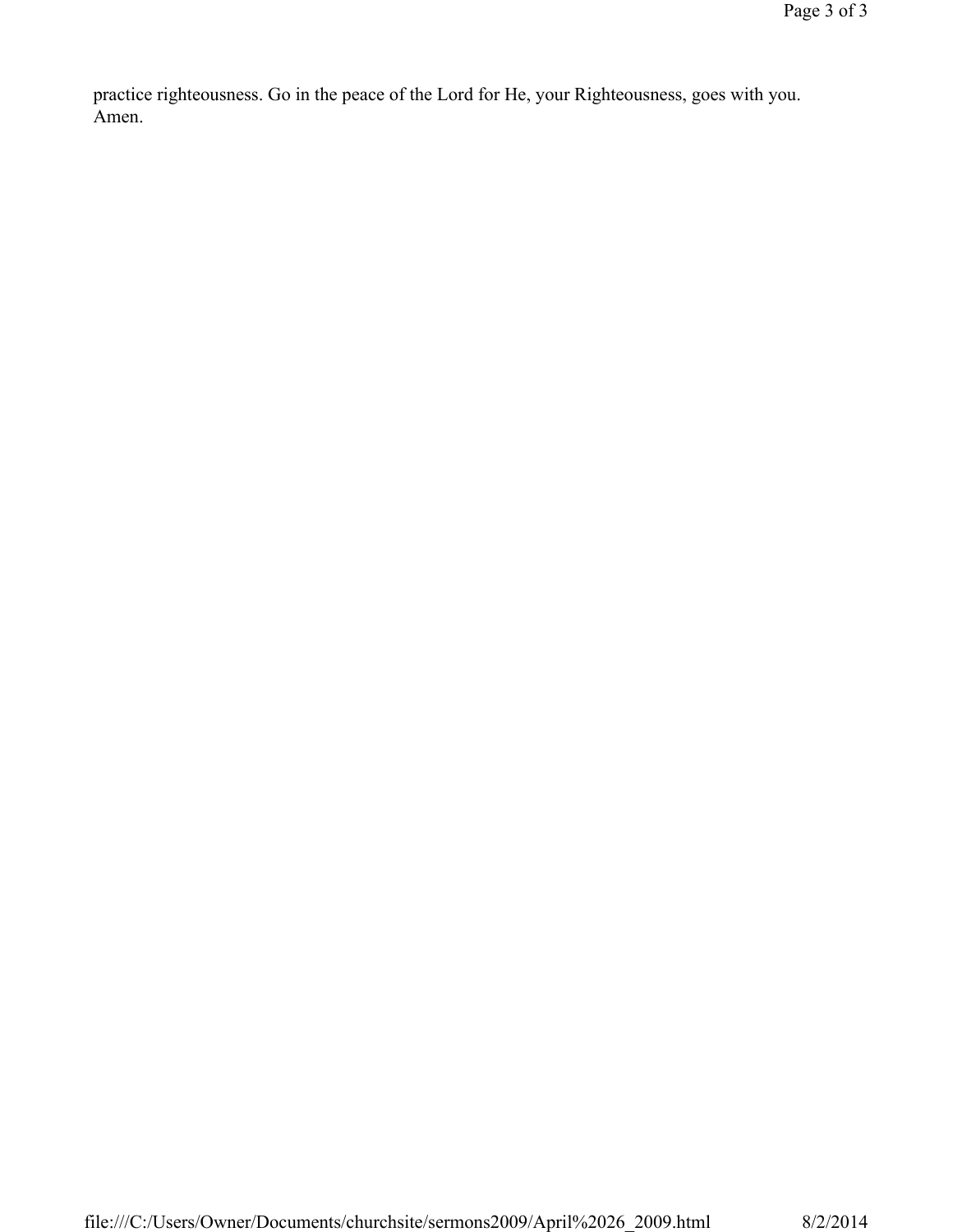practice righteousness. Go in the peace of the Lord for He, your Righteousness, goes with you. Amen.